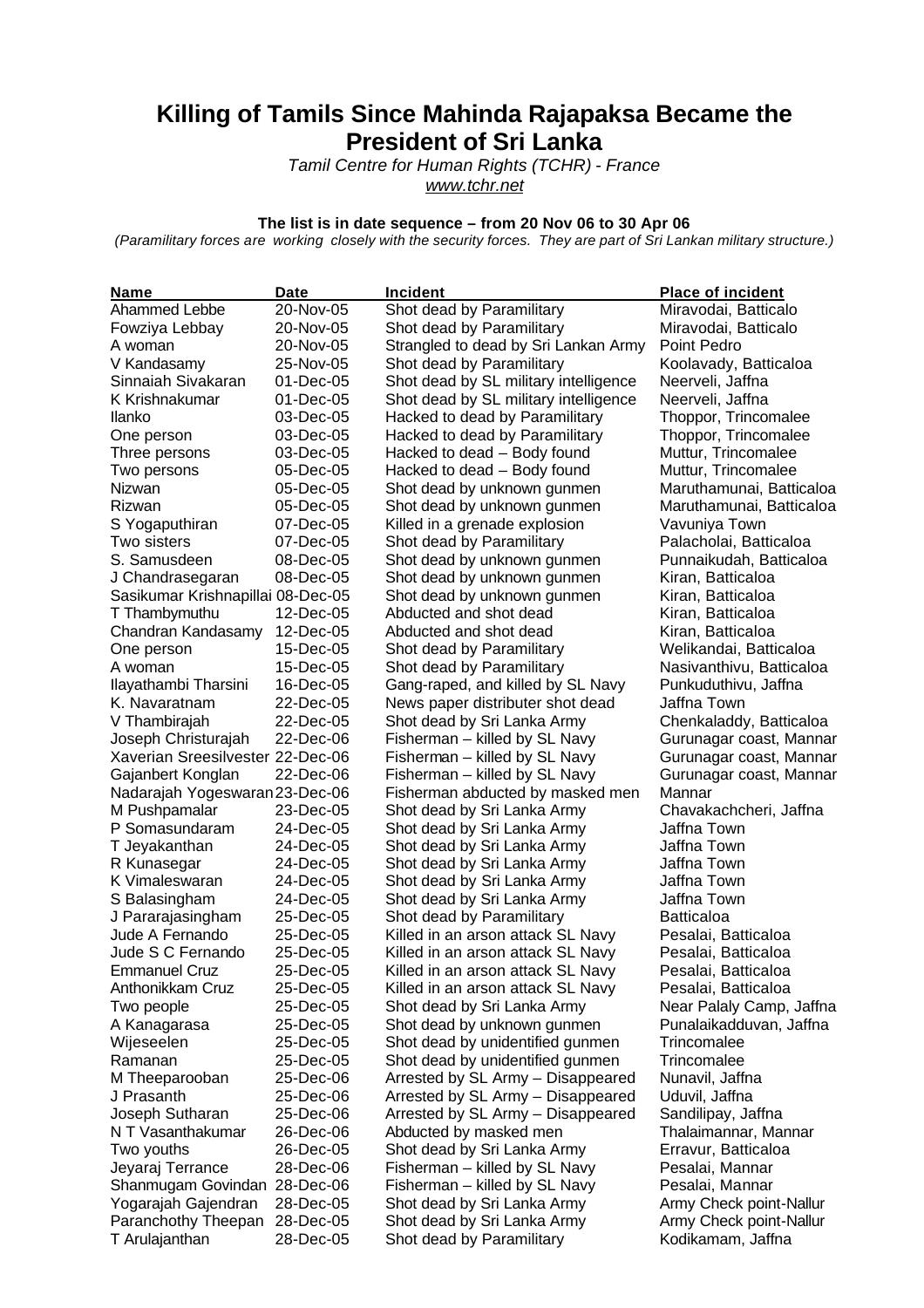# Killing of Tamils Since Mahinda Rajapaksa Became the President of Sri Lanka

*Tamil Centre for Human Rights (TCHR) - France*
*www.tchr.net*

**The list is in date sequence – from 20 Nov 06 to 30 Apr 06**

*(Paramilitary forces are working closely with the security forces. They are part of Sri Lankan military structure.)*

| Name | Date | Incident | Place of incident |
|---|---|---|---|
| Ahammed Lebbe | 20-Nov-05 | Shot dead by Paramilitary | Miravodai, Batticalo |
| Fowziya Lebbay | 20-Nov-05 | Shot dead by Paramilitary | Miravodai, Batticalo |
| A woman | 20-Nov-05 | Strangled to dead by Sri Lankan Army | Point Pedro |
| V Kandasamy | 25-Nov-05 | Shot dead by Paramilitary | Koolavady, Batticaloa |
| Sinnaiah Sivakaran | 01-Dec-05 | Shot dead by SL military intelligence | Neerveli, Jaffna |
| K Krishnakumar | 01-Dec-05 | Shot dead by SL military intelligence | Neerveli, Jaffna |
| Ilanko | 03-Dec-05 | Hacked to dead by Paramilitary | Thoppor, Trincomalee |
| One person | 03-Dec-05 | Hacked to dead by Paramilitary | Thoppor, Trincomalee |
| Three persons | 03-Dec-05 | Hacked to dead – Body found | Muttur, Trincomalee |
| Two persons | 05-Dec-05 | Hacked to dead – Body found | Muttur, Trincomalee |
| Nizwan | 05-Dec-05 | Shot dead by unknown gunmen | Maruthamunai, Batticaloa |
| Rizwan | 05-Dec-05 | Shot dead by unknown gunmen | Maruthamunai, Batticaloa |
| S Yogaputhiran | 07-Dec-05 | Killed in a grenade explosion | Vavuniya Town |
| Two sisters | 07-Dec-05 | Shot dead by Paramilitary | Palacholai, Batticaloa |
| S. Samusdeen | 08-Dec-05 | Shot dead by unknown gunmen | Punnaikudah, Batticaloa |
| J Chandrasegaran | 08-Dec-05 | Shot dead by unknown gunmen | Kiran, Batticaloa |
| Sasikumar Krishnapillai | 08-Dec-05 | Shot dead by unknown gunmen | Kiran, Batticaloa |
| T Thambymuthu | 12-Dec-05 | Abducted and shot dead | Kiran, Batticaloa |
| Chandran Kandasamy | 12-Dec-05 | Abducted and shot dead | Kiran, Batticaloa |
| One person | 15-Dec-05 | Shot dead by Paramilitary | Welikandai, Batticaloa |
| A woman | 15-Dec-05 | Shot dead by Paramilitary | Nasivanthivu, Batticaloa |
| Ilayathambi Tharsini | 16-Dec-05 | Gang-raped, and killed by SL Navy | Punkuduthivu, Jaffna |
| K. Navaratnam | 22-Dec-05 | News paper distributer shot dead | Jaffna Town |
| V Thambirajah | 22-Dec-05 | Shot dead by Sri Lanka Army | Chenkaladdy, Batticaloa |
| Joseph Christurajah | 22-Dec-06 | Fisherman – killed by SL Navy | Gurunagar coast, Mannar |
| Xaverian Sreesilvester | 22-Dec-06 | Fisherman – killed by SL Navy | Gurunagar coast, Mannar |
| Gajanbert Konglan | 22-Dec-06 | Fisherman – killed by SL Navy | Gurunagar coast, Mannar |
| Nadarajah Yogeswaran | 23-Dec-06 | Fisherman abducted by masked men | Mannar |
| M Pushpamalar | 23-Dec-05 | Shot dead by Sri Lanka Army | Chavakachcheri, Jaffna |
| P Somasundaram | 24-Dec-05 | Shot dead by Sri Lanka Army | Jaffna Town |
| T Jeyakanthan | 24-Dec-05 | Shot dead by Sri Lanka Army | Jaffna Town |
| R Kunasegar | 24-Dec-05 | Shot dead by Sri Lanka Army | Jaffna Town |
| K Vimaleswaran | 24-Dec-05 | Shot dead by Sri Lanka Army | Jaffna Town |
| S Balasingham | 24-Dec-05 | Shot dead by Sri Lanka Army | Jaffna Town |
| J Pararajasingham | 25-Dec-05 | Shot dead by Paramilitary | Batticaloa |
| Jude A Fernando | 25-Dec-05 | Killed in an arson attack SL Navy | Pesalai, Batticaloa |
| Jude S C Fernando | 25-Dec-05 | Killed in an arson attack SL Navy | Pesalai, Batticaloa |
| Emmanuel Cruz | 25-Dec-05 | Killed in an arson attack SL Navy | Pesalai, Batticaloa |
| Anthonikkam Cruz | 25-Dec-05 | Killed in an arson attack SL Navy | Pesalai, Batticaloa |
| Two people | 25-Dec-05 | Shot dead by Sri Lanka Army | Near Palaly Camp, Jaffna |
| A Kanagarasa | 25-Dec-05 | Shot dead by unknown gunmen | Punalaikadduvan, Jaffna |
| Wijeseelen | 25-Dec-05 | Shot dead by unidentified gunmen | Trincomalee |
| Ramanan | 25-Dec-05 | Shot dead by unidentified gunmen | Trincomalee |
| M Theeparooban | 25-Dec-06 | Arrested by SL Army – Disappeared | Nunavil, Jaffna |
| J Prasanth | 25-Dec-06 | Arrested by SL Army – Disappeared | Uduvil, Jaffna |
| Joseph Sutharan | 25-Dec-06 | Arrested by SL Army – Disappeared | Sandilipay, Jaffna |
| N T Vasanthakumar | 26-Dec-06 | Abducted by masked men | Thalaimannar, Mannar |
| Two youths | 26-Dec-05 | Shot dead by Sri Lanka Army | Erravur, Batticaloa |
| Jeyaraj Terrance | 28-Dec-06 | Fisherman – killed by SL Navy | Pesalai, Mannar |
| Shanmugam Govindan | 28-Dec-06 | Fisherman – killed by SL Navy | Pesalai, Mannar |
| Yogarajah Gajendran | 28-Dec-05 | Shot dead by Sri Lanka Army | Army Check point-Nallur |
| Paranchothy Theepan | 28-Dec-05 | Shot dead by Sri Lanka Army | Army Check point-Nallur |
| T Arulajanthan | 28-Dec-05 | Shot dead by Paramilitary | Kodikamam, Jaffna |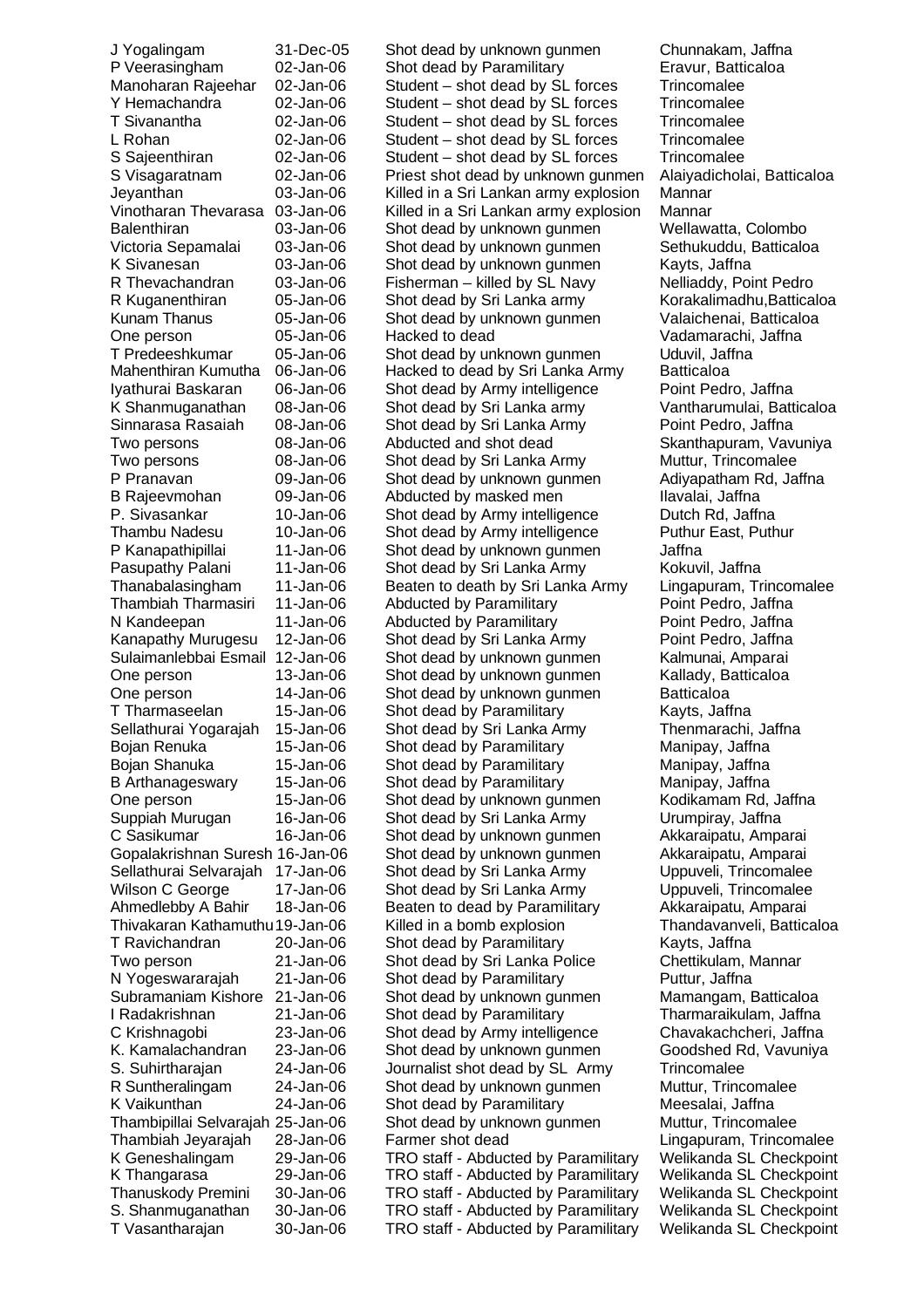| | | | |
|---|---|---|---|
| J Yogalingam | 31-Dec-05 | Shot dead by unknown gunmen | Chunnakam, Jaffna |
| P Veerasingham | 02-Jan-06 | Shot dead by Paramilitary | Eravur, Batticaloa |
| Manoharan Rajeehar | 02-Jan-06 | Student – shot dead by SL forces | Trincomalee |
| Y Hemachandra | 02-Jan-06 | Student – shot dead by SL forces | Trincomalee |
| T Sivanantha | 02-Jan-06 | Student – shot dead by SL forces | Trincomalee |
| L Rohan | 02-Jan-06 | Student – shot dead by SL forces | Trincomalee |
| S Sajeenthiran | 02-Jan-06 | Student – shot dead by SL forces | Trincomalee |
| S Visagaratnam | 02-Jan-06 | Priest shot dead by unknown gunmen | Alaiyadicholai, Batticaloa |
| Jeyanthan | 03-Jan-06 | Killed in a Sri Lankan army explosion | Mannar |
| Vinotharan Thevarasa | 03-Jan-06 | Killed in a Sri Lankan army explosion | Mannar |
| Balenthiran | 03-Jan-06 | Shot dead by unknown gunmen | Wellawatta, Colombo |
| Victoria Sepamalai | 03-Jan-06 | Shot dead by unknown gunmen | Sethukuddu, Batticaloa |
| K Sivanesan | 03-Jan-06 | Shot dead by unknown gunmen | Kayts, Jaffna |
| R Thevachandran | 03-Jan-06 | Fisherman – killed by SL Navy | Nelliaddy, Point Pedro |
| R Kuganenthiran | 05-Jan-06 | Shot dead by Sri Lanka army | Korakalimadhu,Batticaloa |
| Kunam Thanus | 05-Jan-06 | Shot dead by unknown gunmen | Valaichenai, Batticaloa |
| One person | 05-Jan-06 | Hacked to dead | Vadamarachi, Jaffna |
| T Predeeshkumar | 05-Jan-06 | Shot dead by unknown gunmen | Uduvil, Jaffna |
| Mahenthiran Kumutha | 06-Jan-06 | Hacked to dead by Sri Lanka Army | Batticaloa |
| Iyathurai Baskaran | 06-Jan-06 | Shot dead by Army intelligence | Point Pedro, Jaffna |
| K Shanmuganathan | 08-Jan-06 | Shot dead by Sri Lanka army | Vantharumulai, Batticaloa |
| Sinnarasa Rasaiah | 08-Jan-06 | Shot dead by Sri Lanka Army | Point Pedro, Jaffna |
| Two persons | 08-Jan-06 | Abducted and shot dead | Skanthapuram, Vavuniya |
| Two persons | 08-Jan-06 | Shot dead by Sri Lanka Army | Muttur, Trincomalee |
| P Pranavan | 09-Jan-06 | Shot dead by unknown gunmen | Adiyapatham Rd, Jaffna |
| B Rajeevmohan | 09-Jan-06 | Abducted by masked men | Ilavalai, Jaffna |
| P. Sivasankar | 10-Jan-06 | Shot dead by Army intelligence | Dutch Rd, Jaffna |
| Thambu Nadesu | 10-Jan-06 | Shot dead by Army intelligence | Puthur East, Puthur |
| P Kanapathipillai | 11-Jan-06 | Shot dead by unknown gunmen | Jaffna |
| Pasupathy Palani | 11-Jan-06 | Shot dead by Sri Lanka Army | Kokuvil, Jaffna |
| Thanabalasingham | 11-Jan-06 | Beaten to death by Sri Lanka Army | Lingapuram, Trincomalee |
| Thambiah Tharmasiri | 11-Jan-06 | Abducted by Paramilitary | Point Pedro, Jaffna |
| N Kandeepan | 11-Jan-06 | Abducted by Paramilitary | Point Pedro, Jaffna |
| Kanapathy Murugesu | 12-Jan-06 | Shot dead by Sri Lanka Army | Point Pedro, Jaffna |
| Sulaimanlebbai Esmail | 12-Jan-06 | Shot dead by unknown gunmen | Kalmunai, Amparai |
| One person | 13-Jan-06 | Shot dead by unknown gunmen | Kallady, Batticaloa |
| One person | 14-Jan-06 | Shot dead by unknown gunmen | Batticaloa |
| T Tharmaseelan | 15-Jan-06 | Shot dead by Paramilitary | Kayts, Jaffna |
| Sellathurai Yogarajah | 15-Jan-06 | Shot dead by Sri Lanka Army | Thenmarachi, Jaffna |
| Bojan Renuka | 15-Jan-06 | Shot dead by Paramilitary | Manipay, Jaffna |
| Bojan Shanuka | 15-Jan-06 | Shot dead by Paramilitary | Manipay, Jaffna |
| B Arthanageswary | 15-Jan-06 | Shot dead by Paramilitary | Manipay, Jaffna |
| One person | 15-Jan-06 | Shot dead by unknown gunmen | Kodikamam Rd, Jaffna |
| Suppiah Murugan | 16-Jan-06 | Shot dead by Sri Lanka Army | Urumpiray, Jaffna |
| C Sasikumar | 16-Jan-06 | Shot dead by unknown gunmen | Akkaraipatu, Amparai |
| Gopalakrishnan Suresh | 16-Jan-06 | Shot dead by unknown gunmen | Akkaraipatu, Amparai |
| Sellathurai Selvarajah | 17-Jan-06 | Shot dead by Sri Lanka Army | Uppuveli, Trincomalee |
| Wilson C George | 17-Jan-06 | Shot dead by Sri Lanka Army | Uppuveli, Trincomalee |
| Ahmedlebby A Bahir | 18-Jan-06 | Beaten to dead by Paramilitary | Akkaraipatu, Amparai |
| Thivakaran Kathamuthu | 19-Jan-06 | Killed in a bomb explosion | Thandavanveli, Batticaloa |
| T Ravichandran | 20-Jan-06 | Shot dead by Paramilitary | Kayts, Jaffna |
| Two person | 21-Jan-06 | Shot dead by Sri Lanka Police | Chettikulam, Mannar |
| N Yogeswararajah | 21-Jan-06 | Shot dead by Paramilitary | Puttur, Jaffna |
| Subramaniam Kishore | 21-Jan-06 | Shot dead by unknown gunmen | Mamangam, Batticaloa |
| I Radakrishnan | 21-Jan-06 | Shot dead by Paramilitary | Tharmaraikulam, Jaffna |
| C Krishnagobi | 23-Jan-06 | Shot dead by Army intelligence | Chavakachcheri, Jaffna |
| K. Kamalachandran | 23-Jan-06 | Shot dead by unknown gunmen | Goodshed Rd, Vavuniya |
| S. Suhirtharajan | 24-Jan-06 | Journalist shot dead by SL Army | Trincomalee |
| R Suntheralingam | 24-Jan-06 | Shot dead by unknown gunmen | Muttur, Trincomalee |
| K Vaikunthan | 24-Jan-06 | Shot dead by Paramilitary | Meesalai, Jaffna |
| Thambipillai Selvarajah | 25-Jan-06 | Shot dead by unknown gunmen | Muttur, Trincomalee |
| Thambiah Jeyarajah | 28-Jan-06 | Farmer shot dead | Lingapuram, Trincomalee |
| K Geneshalingam | 29-Jan-06 | TRO staff - Abducted by Paramilitary | Welikanda SL Checkpoint |
| K Thangarasa | 29-Jan-06 | TRO staff - Abducted by Paramilitary | Welikanda SL Checkpoint |
| Thanuskody Premini | 30-Jan-06 | TRO staff - Abducted by Paramilitary | Welikanda SL Checkpoint |
| S. Shanmuganathan | 30-Jan-06 | TRO staff - Abducted by Paramilitary | Welikanda SL Checkpoint |
| T Vasantharajan | 30-Jan-06 | TRO staff - Abducted by Paramilitary | Welikanda SL Checkpoint |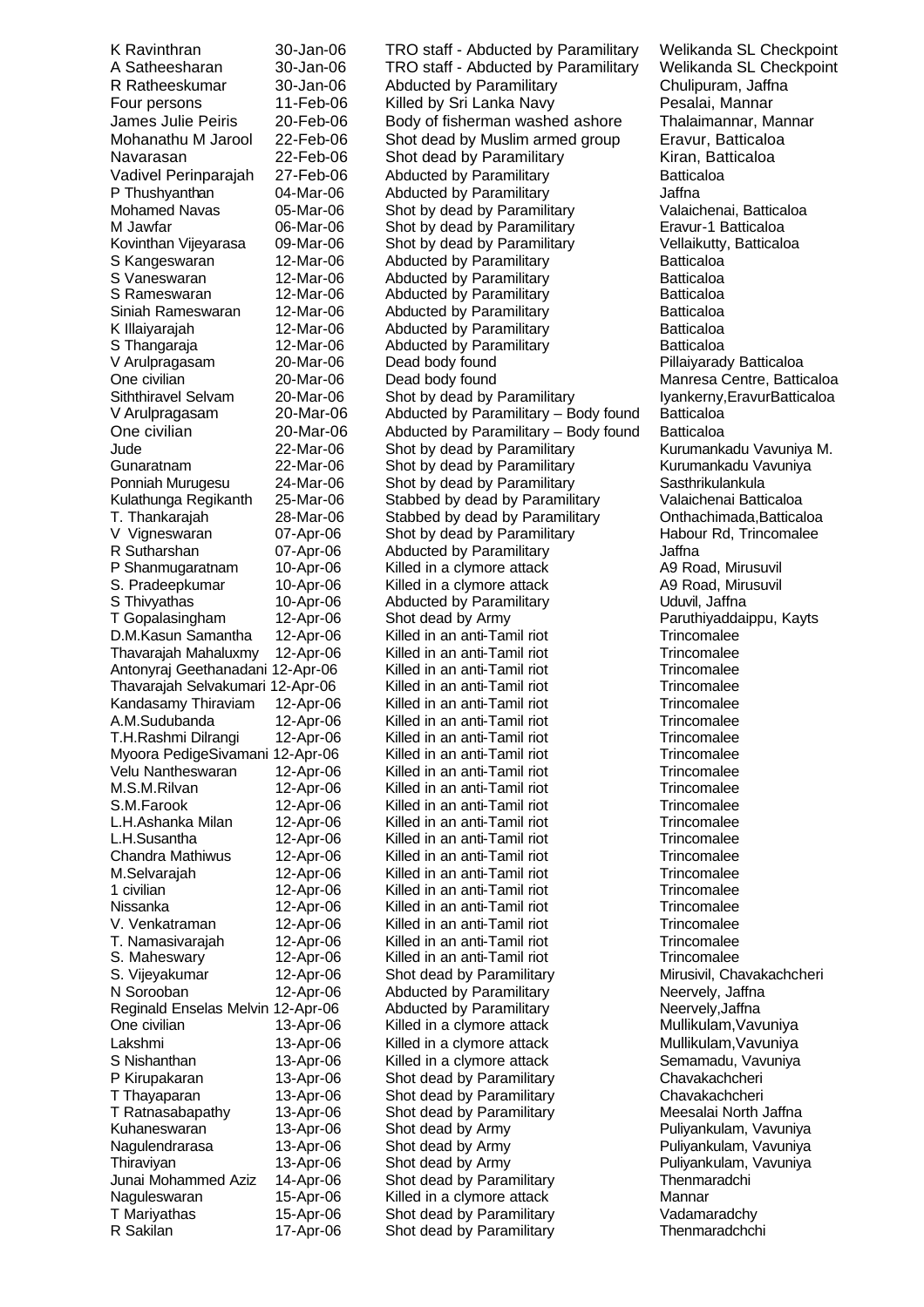| | | | |
|---|---|---|---|
| K Ravinthran | 30-Jan-06 | TRO staff - Abducted by Paramilitary | Welikanda SL Checkpoint |
| A Satheesharan | 30-Jan-06 | TRO staff - Abducted by Paramilitary | Welikanda SL Checkpoint |
| R Ratheeskumar | 30-Jan-06 | Abducted by Paramilitary | Chulipuram, Jaffna |
| Four persons | 11-Feb-06 | Killed by Sri Lanka Navy | Pesalai, Mannar |
| James Julie Peiris | 20-Feb-06 | Body of fisherman washed ashore | Thalaimannar, Mannar |
| Mohanathu M Jarool | 22-Feb-06 | Shot dead by Muslim armed group | Eravur, Batticaloa |
| Navarasan | 22-Feb-06 | Shot dead by Paramilitary | Kiran, Batticaloa |
| Vadivel Perinparajah | 27-Feb-06 | Abducted by Paramilitary | Batticaloa |
| P Thushyanthan | 04-Mar-06 | Abducted by Paramilitary | Jaffna |
| Mohamed Navas | 05-Mar-06 | Shot by dead by Paramilitary | Valaichenai, Batticaloa |
| M Jawfar | 06-Mar-06 | Shot by dead by Paramilitary | Eravur-1 Batticaloa |
| Kovinthan Vijeyarasa | 09-Mar-06 | Shot by dead by Paramilitary | Vellaikutty, Batticaloa |
| S Kangeswaran | 12-Mar-06 | Abducted by Paramilitary | Batticaloa |
| S Vaneswaran | 12-Mar-06 | Abducted by Paramilitary | Batticaloa |
| S Rameswaran | 12-Mar-06 | Abducted by Paramilitary | Batticaloa |
| Siniah Rameswaran | 12-Mar-06 | Abducted by Paramilitary | Batticaloa |
| K Illaiyarajah | 12-Mar-06 | Abducted by Paramilitary | Batticaloa |
| S Thangaraja | 12-Mar-06 | Abducted by Paramilitary | Batticaloa |
| V Arulpragasam | 20-Mar-06 | Dead body found | Pillaiyarady Batticaloa |
| One civilian | 20-Mar-06 | Dead body found | Manresa Centre, Batticaloa |
| Siththiravel Selvam | 20-Mar-06 | Shot by dead by Paramilitary | Iyankerny,EravurBatticaloa |
| V Arulpragasam | 20-Mar-06 | Abducted by Paramilitary – Body found | Batticaloa |
| One civilian | 20-Mar-06 | Abducted by Paramilitary – Body found | Batticaloa |
| Jude | 22-Mar-06 | Shot by dead by Paramilitary | Kurumankadu Vavuniya M. |
| Gunaratnam | 22-Mar-06 | Shot by dead by Paramilitary | Kurumankadu Vavuniya |
| Ponniah Murugesu | 24-Mar-06 | Shot by dead by Paramilitary | Sasthrikulankula |
| Kulathunga Regikanth | 25-Mar-06 | Stabbed by dead by Paramilitary | Valaichenai Batticaloa |
| T. Thankarajah | 28-Mar-06 | Stabbed by dead by Paramilitary | Onthachimada,Batticaloa |
| V Vigneswaran | 07-Apr-06 | Shot by dead by Paramilitary | Habour Rd, Trincomalee |
| R Sutharshan | 07-Apr-06 | Abducted by Paramilitary | Jaffna |
| P Shanmugaratnam | 10-Apr-06 | Killed in a clymore attack | A9 Road, Mirusuvil |
| S. Pradeepkumar | 10-Apr-06 | Killed in a clymore attack | A9 Road, Mirusuvil |
| S Thivyathas | 10-Apr-06 | Abducted by Paramilitary | Uduvil, Jaffna |
| T Gopalasingham | 12-Apr-06 | Shot dead by Army | Paruthiyaddaippu, Kayts |
| D.M.Kasun Samantha | 12-Apr-06 | Killed in an anti-Tamil riot | Trincomalee |
| Thavarajah Mahaluxmy | 12-Apr-06 | Killed in an anti-Tamil riot | Trincomalee |
| Antonyraj Geethanadani | 12-Apr-06 | Killed in an anti-Tamil riot | Trincomalee |
| Thavarajah Selvakumari | 12-Apr-06 | Killed in an anti-Tamil riot | Trincomalee |
| Kandasamy Thiraviam | 12-Apr-06 | Killed in an anti-Tamil riot | Trincomalee |
| A.M.Sudubanda | 12-Apr-06 | Killed in an anti-Tamil riot | Trincomalee |
| T.H.Rashmi Dilrangi | 12-Apr-06 | Killed in an anti-Tamil riot | Trincomalee |
| Myoora PedigeSivamani | 12-Apr-06 | Killed in an anti-Tamil riot | Trincomalee |
| Velu Nantheswaran | 12-Apr-06 | Killed in an anti-Tamil riot | Trincomalee |
| M.S.M.Rilvan | 12-Apr-06 | Killed in an anti-Tamil riot | Trincomalee |
| S.M.Farook | 12-Apr-06 | Killed in an anti-Tamil riot | Trincomalee |
| L.H.Ashanka Milan | 12-Apr-06 | Killed in an anti-Tamil riot | Trincomalee |
| L.H.Susantha | 12-Apr-06 | Killed in an anti-Tamil riot | Trincomalee |
| Chandra Mathiwus | 12-Apr-06 | Killed in an anti-Tamil riot | Trincomalee |
| M.Selvarajah | 12-Apr-06 | Killed in an anti-Tamil riot | Trincomalee |
| 1 civilian | 12-Apr-06 | Killed in an anti-Tamil riot | Trincomalee |
| Nissanka | 12-Apr-06 | Killed in an anti-Tamil riot | Trincomalee |
| V. Venkatraman | 12-Apr-06 | Killed in an anti-Tamil riot | Trincomalee |
| T. Namasivarajah | 12-Apr-06 | Killed in an anti-Tamil riot | Trincomalee |
| S. Maheswary | 12-Apr-06 | Killed in an anti-Tamil riot | Trincomalee |
| S. Vijeyakumar | 12-Apr-06 | Shot dead by Paramilitary | Mirusivil, Chavakachcheri |
| N Sorooban | 12-Apr-06 | Abducted by Paramilitary | Neervely, Jaffna |
| Reginald Enselas Melvin | 12-Apr-06 | Abducted by Paramilitary | Neervely,Jaffna |
| One civilian | 13-Apr-06 | Killed in a clymore attack | Mullikulam,Vavuniya |
| Lakshmi | 13-Apr-06 | Killed in a clymore attack | Mullikulam,Vavuniya |
| S Nishanthan | 13-Apr-06 | Killed in a clymore attack | Semamadu, Vavuniya |
| P Kirupakaran | 13-Apr-06 | Shot dead by Paramilitary | Chavakachcheri |
| T Thayaparan | 13-Apr-06 | Shot dead by Paramilitary | Chavakachcheri |
| T Ratnasabapathy | 13-Apr-06 | Shot dead by Paramilitary | Meesalai North Jaffna |
| Kuhaneswaran | 13-Apr-06 | Shot dead by Army | Puliyankulam, Vavuniya |
| Nagulendrarasa | 13-Apr-06 | Shot dead by Army | Puliyankulam, Vavuniya |
| Thiraviyan | 13-Apr-06 | Shot dead by Army | Puliyankulam, Vavuniya |
| Junai Mohammed Aziz | 14-Apr-06 | Shot dead by Paramilitary | Thenmaradchi |
| Naguleswaran | 15-Apr-06 | Killed in a clymore attack | Mannar |
| T Mariyathas | 15-Apr-06 | Shot dead by Paramilitary | Vadamaradchy |
| R Sakilan | 17-Apr-06 | Shot dead by Paramilitary | Thenmaradchchi |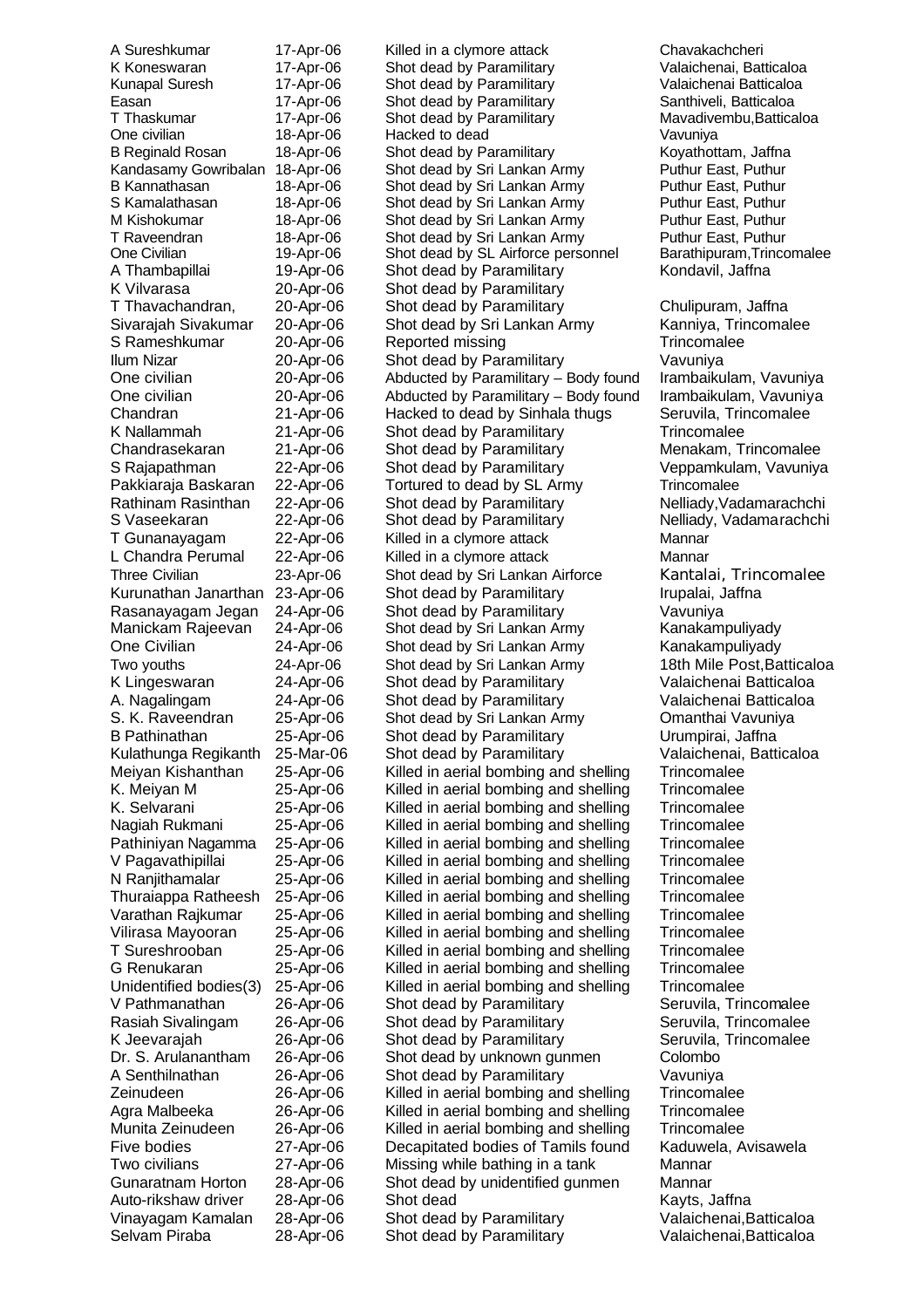| | | | |
|---|---|---|---|
| A Sureshkumar | 17-Apr-06 | Killed in a clymore attack | Chavakachcheri |
| K Koneswaran | 17-Apr-06 | Shot dead by Paramilitary | Valaichenai, Batticaloa |
| Kunapal Suresh | 17-Apr-06 | Shot dead by Paramilitary | Valaichenai Batticaloa |
| Easan | 17-Apr-06 | Shot dead by Paramilitary | Santhiveli, Batticaloa |
| T Thaskumar | 17-Apr-06 | Shot dead by Paramilitary | Mavadivembu,Batticaloa |
| One civilian | 18-Apr-06 | Hacked to dead | Vavuniya |
| B Reginald Rosan | 18-Apr-06 | Shot dead by Paramilitary | Koyathottam, Jaffna |
| Kandasamy Gowribalan | 18-Apr-06 | Shot dead by Sri Lankan Army | Puthur East, Puthur |
| B Kannathasan | 18-Apr-06 | Shot dead by Sri Lankan Army | Puthur East, Puthur |
| S Kamalathasan | 18-Apr-06 | Shot dead by Sri Lankan Army | Puthur East, Puthur |
| M Kishokumar | 18-Apr-06 | Shot dead by Sri Lankan Army | Puthur East, Puthur |
| T Raveendran | 18-Apr-06 | Shot dead by Sri Lankan Army | Puthur East, Puthur |
| One Civilian | 19-Apr-06 | Shot dead by SL Airforce personnel | Barathipuram,Trincomalee |
| A Thambapillai | 19-Apr-06 | Shot dead by Paramilitary | Kondavil, Jaffna |
| K Vilvarasa | 20-Apr-06 | Shot dead by Paramilitary | |
| T Thavachandran, | 20-Apr-06 | Shot dead by Paramilitary | Chulipuram, Jaffna |
| Sivarajah Sivakumar | 20-Apr-06 | Shot dead by Sri Lankan Army | Kanniya, Trincomalee |
| S Rameshkumar | 20-Apr-06 | Reported missing | Trincomalee |
| Ilum Nizar | 20-Apr-06 | Shot dead by Paramilitary | Vavuniya |
| One civilian | 20-Apr-06 | Abducted by Paramilitary – Body found | Irambaikulam, Vavuniya |
| One civilian | 20-Apr-06 | Abducted by Paramilitary – Body found | Irambaikulam, Vavuniya |
| Chandran | 21-Apr-06 | Hacked to dead by Sinhala thugs | Seruvila, Trincomalee |
| K Nallammah | 21-Apr-06 | Shot dead by Paramilitary | Trincomalee |
| Chandrasekaran | 21-Apr-06 | Shot dead by Paramilitary | Menakam, Trincomalee |
| S Rajapathman | 22-Apr-06 | Shot dead by Paramilitary | Veppamkulam, Vavuniya |
| Pakkiaraja Baskaran | 22-Apr-06 | Tortured to dead by SL Army | Trincomalee |
| Rathinam Rasinthan | 22-Apr-06 | Shot dead by Paramilitary | Nelliady,Vadamarachchi |
| S Vaseekaran | 22-Apr-06 | Shot dead by Paramilitary | Nelliady, Vadamarachchi |
| T Gunanayagam | 22-Apr-06 | Killed in a clymore attack | Mannar |
| L Chandra Perumal | 22-Apr-06 | Killed in a clymore attack | Mannar |
| Three Civilian | 23-Apr-06 | Shot dead by Sri Lankan Airforce | Kantalai, Trincomalee |
| Kurunathan Janarthan | 23-Apr-06 | Shot dead by Paramilitary | Irupalai, Jaffna |
| Rasanayagam Jegan | 24-Apr-06 | Shot dead by Paramilitary | Vavuniya |
| Manickam Rajeevan | 24-Apr-06 | Shot dead by Sri Lankan Army | Kanakampuliyady |
| One Civilian | 24-Apr-06 | Shot dead by Sri Lankan Army | Kanakampuliyady |
| Two youths | 24-Apr-06 | Shot dead by Sri Lankan Army | 18th Mile Post,Batticaloa |
| K Lingeswaran | 24-Apr-06 | Shot dead by Paramilitary | Valaichenai Batticaloa |
| A. Nagalingam | 24-Apr-06 | Shot dead by Paramilitary | Valaichenai Batticaloa |
| S. K. Raveendran | 25-Apr-06 | Shot dead by Sri Lankan Army | Omanthai Vavuniya |
| B Pathinathan | 25-Apr-06 | Shot dead by Paramilitary | Urumpirai, Jaffna |
| Kulathunga Regikanth | 25-Mar-06 | Shot dead by Paramilitary | Valaichenai, Batticaloa |
| Meiyan Kishanthan | 25-Apr-06 | Killed in aerial bombing and shelling | Trincomalee |
| K. Meiyan M | 25-Apr-06 | Killed in aerial bombing and shelling | Trincomalee |
| K. Selvarani | 25-Apr-06 | Killed in aerial bombing and shelling | Trincomalee |
| Nagiah Rukmani | 25-Apr-06 | Killed in aerial bombing and shelling | Trincomalee |
| Pathiniyan Nagamma | 25-Apr-06 | Killed in aerial bombing and shelling | Trincomalee |
| V Pagavathipillai | 25-Apr-06 | Killed in aerial bombing and shelling | Trincomalee |
| N Ranjithamalar | 25-Apr-06 | Killed in aerial bombing and shelling | Trincomalee |
| Thuraiappa Ratheesh | 25-Apr-06 | Killed in aerial bombing and shelling | Trincomalee |
| Varathan Rajkumar | 25-Apr-06 | Killed in aerial bombing and shelling | Trincomalee |
| Vilirasa Mayooran | 25-Apr-06 | Killed in aerial bombing and shelling | Trincomalee |
| T Sureshrooban | 25-Apr-06 | Killed in aerial bombing and shelling | Trincomalee |
| G Renukaran | 25-Apr-06 | Killed in aerial bombing and shelling | Trincomalee |
| Unidentified bodies(3) | 25-Apr-06 | Killed in aerial bombing and shelling | Trincomalee |
| V Pathmanathan | 26-Apr-06 | Shot dead by Paramilitary | Seruvila, Trincomalee |
| Rasiah Sivalingam | 26-Apr-06 | Shot dead by Paramilitary | Seruvila, Trincomalee |
| K Jeevarajah | 26-Apr-06 | Shot dead by Paramilitary | Seruvila, Trincomalee |
| Dr. S. Arulanantham | 26-Apr-06 | Shot dead by unknown gunmen | Colombo |
| A Senthilnathan | 26-Apr-06 | Shot dead by Paramilitary | Vavuniya |
| Zeinudeen | 26-Apr-06 | Killed in aerial bombing and shelling | Trincomalee |
| Agra Malbeeka | 26-Apr-06 | Killed in aerial bombing and shelling | Trincomalee |
| Munita Zeinudeen | 26-Apr-06 | Killed in aerial bombing and shelling | Trincomalee |
| Five bodies | 27-Apr-06 | Decapitated bodies of Tamils found | Kaduwela, Avisawela |
| Two civilians | 27-Apr-06 | Missing while bathing in a tank | Mannar |
| Gunaratnam Horton | 28-Apr-06 | Shot dead by unidentified gunmen | Mannar |
| Auto-rikshaw driver | 28-Apr-06 | Shot dead | Kayts, Jaffna |
| Vinayagam Kamalan | 28-Apr-06 | Shot dead by Paramilitary | Valaichenai,Batticaloa |
| Selvam Piraba | 28-Apr-06 | Shot dead by Paramilitary | Valaichenai,Batticaloa |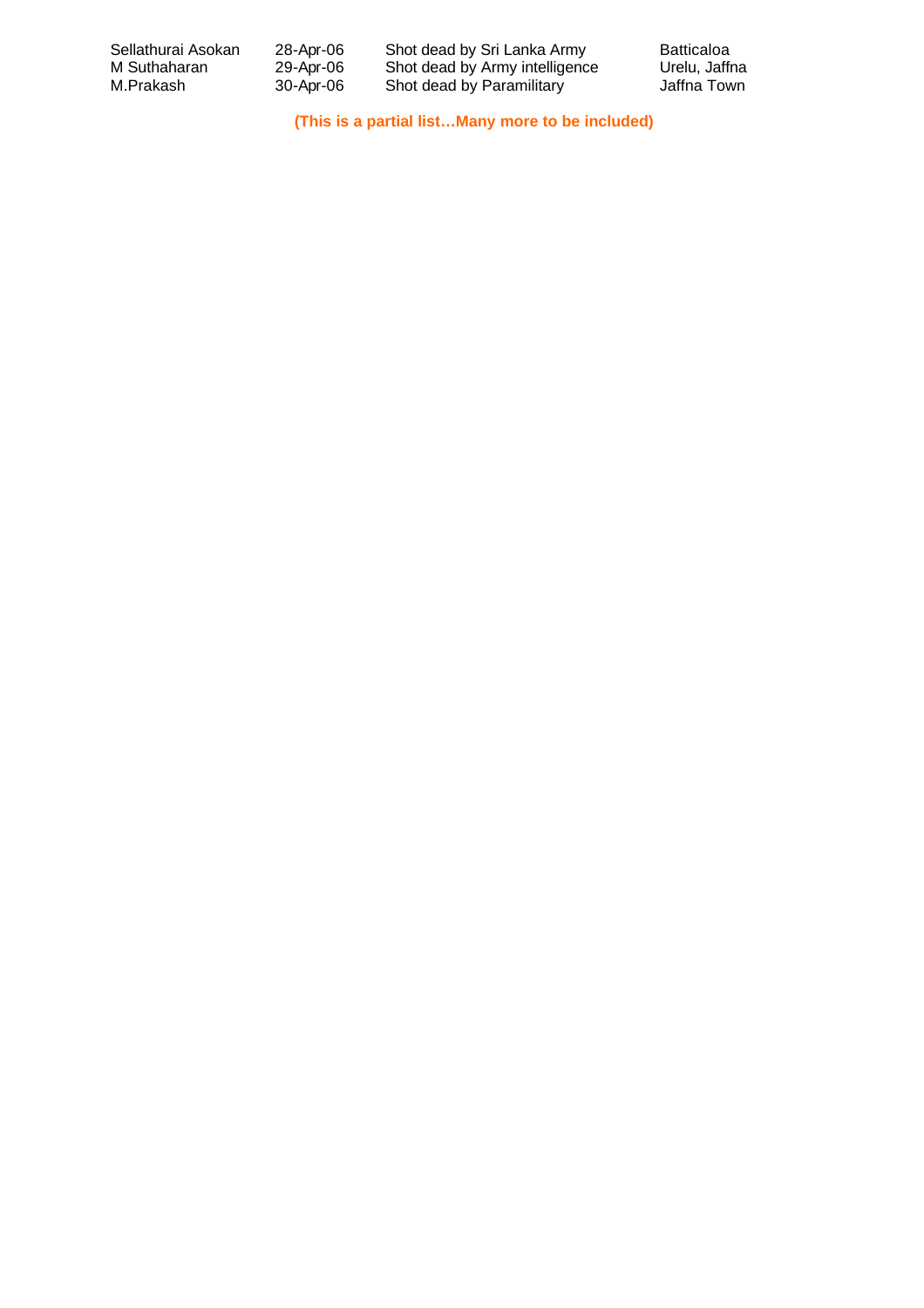| | | | |
|---|---|---|---|
| Sellathurai Asokan | 28-Apr-06 | Shot dead by Sri Lanka Army | Batticaloa |
| M Suthaharan | 29-Apr-06 | Shot dead by Army intelligence | Urelu, Jaffna |
| M.Prakash | 30-Apr-06 | Shot dead by Paramilitary | Jaffna Town |

**(This is a partial list…Many more to be included)**